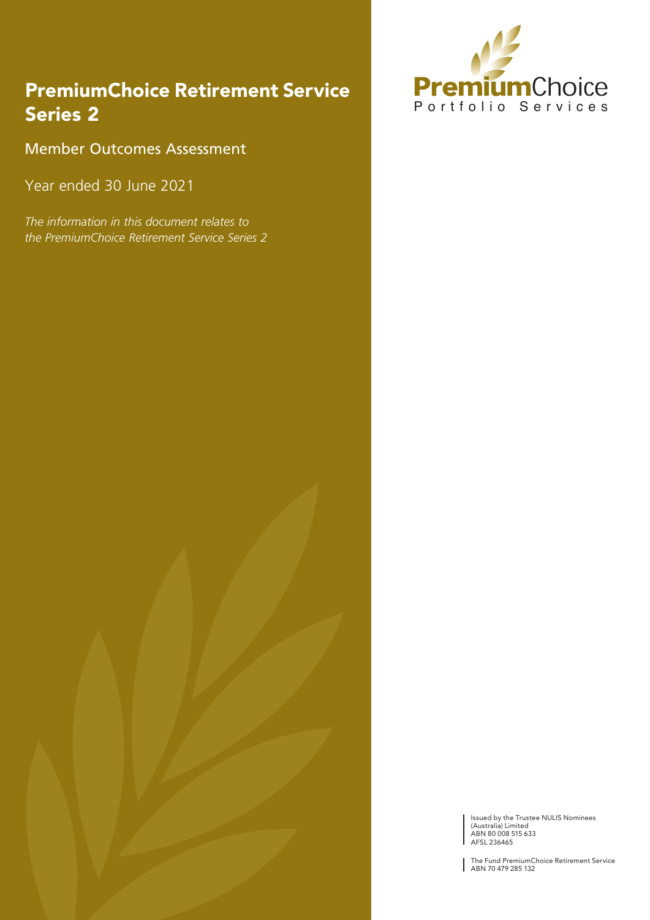# PremiumChoice Retirement Service Series 2

## Member Outcomes Assessment

Year ended 30 June 2021

*The information in this document relates to the PremiumChoice Retirement Service Series 2*

**Premium**Choice
Portfolio Services

Issued by the Trustee NULIS Nominees (Australia) Limited
ABN 80 008 515 633
AFSL 236465

The Fund PremiumChoice Retirement Service
ABN 70 479 285 132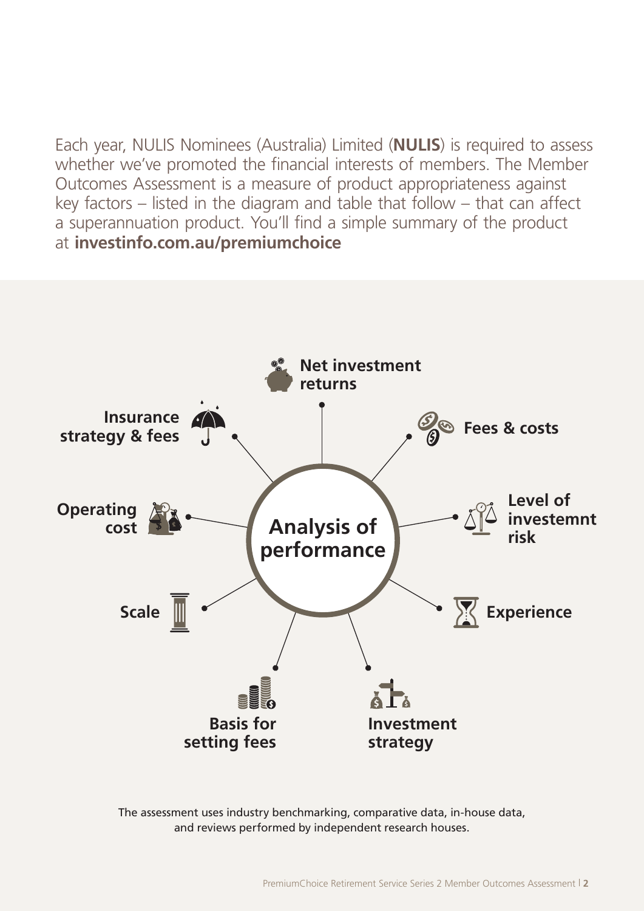Each year, NULIS Nominees (Australia) Limited (**NULIS**) is required to assess whether we've promoted the financial interests of members. The Member Outcomes Assessment is a measure of product appropriateness against key factors – listed in the diagram and table that follow – that can affect a superannuation product. You'll find a simple summary of the product at **investinfo.com.au/premiumchoice**

**Analysis of performance**

- **Net investment returns**
- **Fees & costs**
- **Level of investemnt risk**
- **Experience**
- **Investment strategy**
- **Basis for setting fees**
- **Scale**
- **Operating cost**
- **Insurance strategy & fees**

The assessment uses industry benchmarking, comparative data, in-house data, and reviews performed by independent research houses.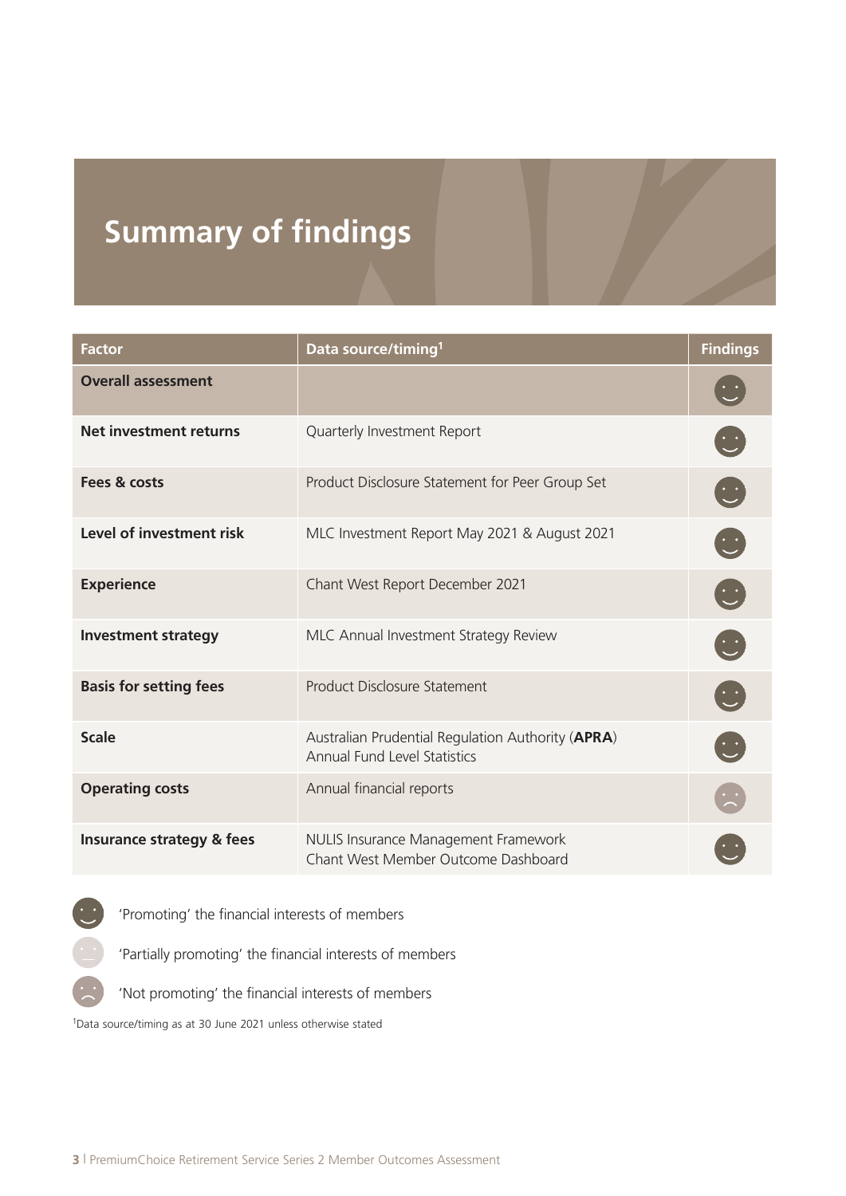# Summary of findings

| Factor | Data source/timing[1] | Findings |
|---|---|---|
| **Overall assessment** | | 'Promoting' |
| **Net investment returns** | Quarterly Investment Report | 'Promoting' |
| **Fees & costs** | Product Disclosure Statement for Peer Group Set | 'Promoting' |
| **Level of investment risk** | MLC Investment Report May 2021 & August 2021 | 'Promoting' |
| **Experience** | Chant West Report December 2021 | 'Promoting' |
| **Investment strategy** | MLC Annual Investment Strategy Review | 'Promoting' |
| **Basis for setting fees** | Product Disclosure Statement | 'Promoting' |
| **Scale** | Australian Prudential Regulation Authority (**APRA**) Annual Fund Level Statistics | 'Promoting' |
| **Operating costs** | Annual financial reports | 'Not promoting' |
| **Insurance strategy & fees** | NULIS Insurance Management Framework<br>Chant West Member Outcome Dashboard | 'Promoting' |

- 'Promoting' the financial interests of members
- 'Partially promoting' the financial interests of members
- 'Not promoting' the financial interests of members

[1]Data source/timing as at 30 June 2021 unless otherwise stated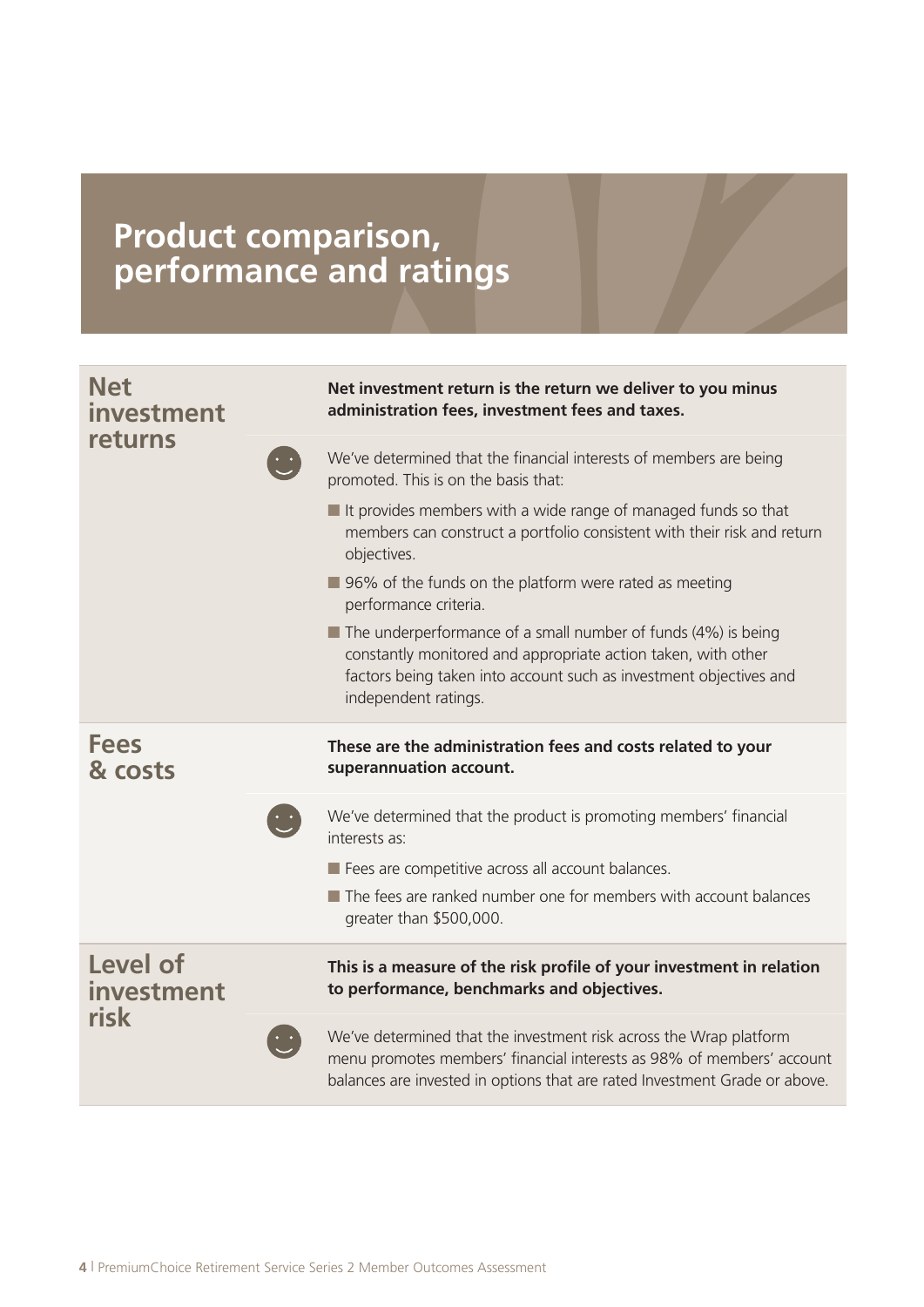# Product comparison, performance and ratings

## Net investment returns

**Net investment return is the return we deliver to you minus administration fees, investment fees and taxes.**

We've determined that the financial interests of members are being promoted. This is on the basis that:

- It provides members with a wide range of managed funds so that members can construct a portfolio consistent with their risk and return objectives.
- 96% of the funds on the platform were rated as meeting performance criteria.
- The underperformance of a small number of funds (4%) is being constantly monitored and appropriate action taken, with other factors being taken into account such as investment objectives and independent ratings.

## Fees & costs

**These are the administration fees and costs related to your superannuation account.**

We've determined that the product is promoting members' financial interests as:

- Fees are competitive across all account balances.
- The fees are ranked number one for members with account balances greater than $500,000.

## Level of investment risk

**This is a measure of the risk profile of your investment in relation to performance, benchmarks and objectives.**

We've determined that the investment risk across the Wrap platform menu promotes members' financial interests as 98% of members' account balances are invested in options that are rated Investment Grade or above.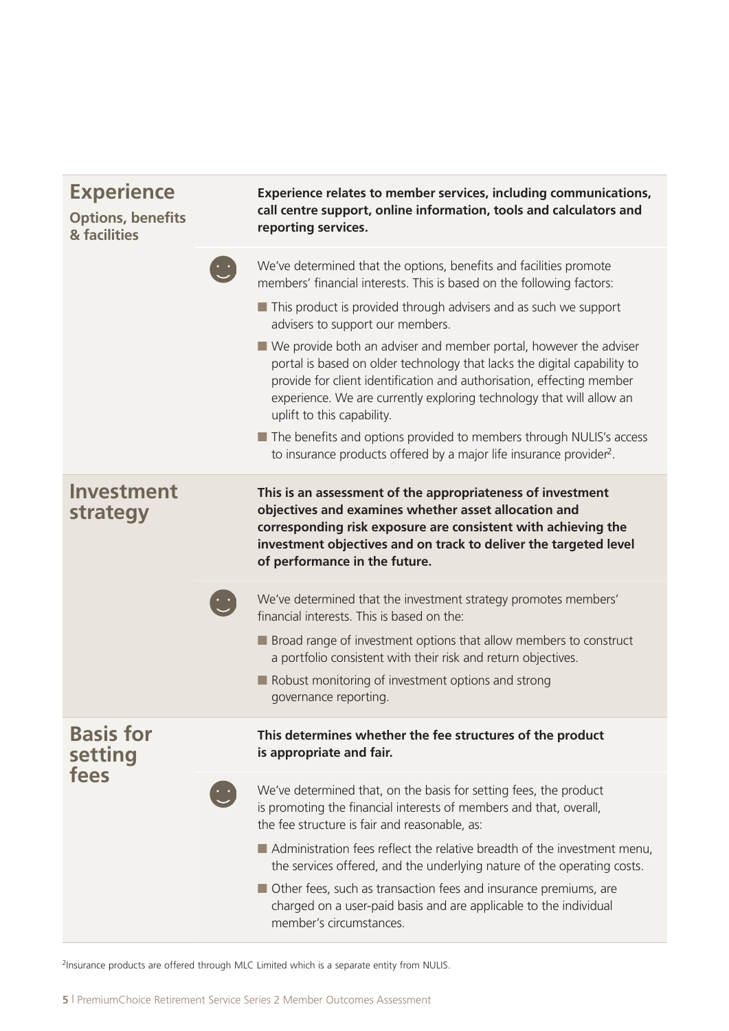## Experience

### Options, benefits & facilities

**Experience relates to member services, including communications, call centre support, online information, tools and calculators and reporting services.**

We've determined that the options, benefits and facilities promote members' financial interests. This is based on the following factors:

- This product is provided through advisers and as such we support advisers to support our members.
- We provide both an adviser and member portal, however the adviser portal is based on older technology that lacks the digital capability to provide for client identification and authorisation, effecting member experience. We are currently exploring technology that will allow an uplift to this capability.
- The benefits and options provided to members through NULIS's access to insurance products offered by a major life insurance provider[2].

## Investment strategy

**This is an assessment of the appropriateness of investment objectives and examines whether asset allocation and corresponding risk exposure are consistent with achieving the investment objectives and on track to deliver the targeted level of performance in the future.**

We've determined that the investment strategy promotes members' financial interests. This is based on the:

- Broad range of investment options that allow members to construct a portfolio consistent with their risk and return objectives.
- Robust monitoring of investment options and strong governance reporting.

## Basis for setting fees

**This determines whether the fee structures of the product is appropriate and fair.**

We've determined that, on the basis for setting fees, the product is promoting the financial interests of members and that, overall, the fee structure is fair and reasonable, as:

- Administration fees reflect the relative breadth of the investment menu, the services offered, and the underlying nature of the operating costs.
- Other fees, such as transaction fees and insurance premiums, are charged on a user-paid basis and are applicable to the individual member's circumstances.

[2]Insurance products are offered through MLC Limited which is a separate entity from NULIS.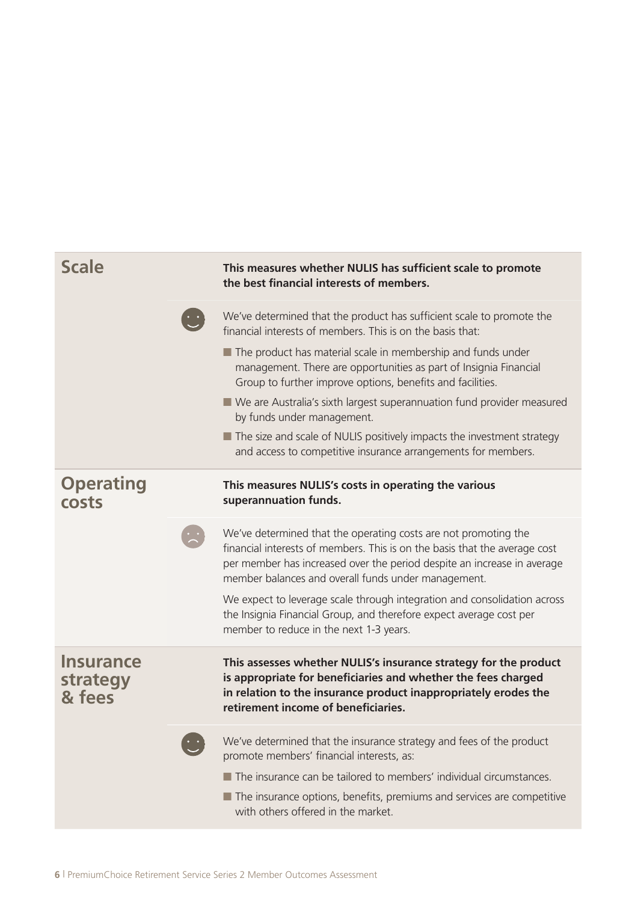## Scale

**This measures whether NULIS has sufficient scale to promote the best financial interests of members.**

We've determined that the product has sufficient scale to promote the financial interests of members. This is on the basis that:

- The product has material scale in membership and funds under management. There are opportunities as part of Insignia Financial Group to further improve options, benefits and facilities.
- We are Australia's sixth largest superannuation fund provider measured by funds under management.
- The size and scale of NULIS positively impacts the investment strategy and access to competitive insurance arrangements for members.

## Operating costs

**This measures NULIS's costs in operating the various superannuation funds.**

We've determined that the operating costs are not promoting the financial interests of members. This is on the basis that the average cost per member has increased over the period despite an increase in average member balances and overall funds under management.

We expect to leverage scale through integration and consolidation across the Insignia Financial Group, and therefore expect average cost per member to reduce in the next 1-3 years.

## Insurance strategy & fees

**This assesses whether NULIS's insurance strategy for the product is appropriate for beneficiaries and whether the fees charged in relation to the insurance product inappropriately erodes the retirement income of beneficiaries.**

We've determined that the insurance strategy and fees of the product promote members' financial interests, as:

- The insurance can be tailored to members' individual circumstances.
- The insurance options, benefits, premiums and services are competitive with others offered in the market.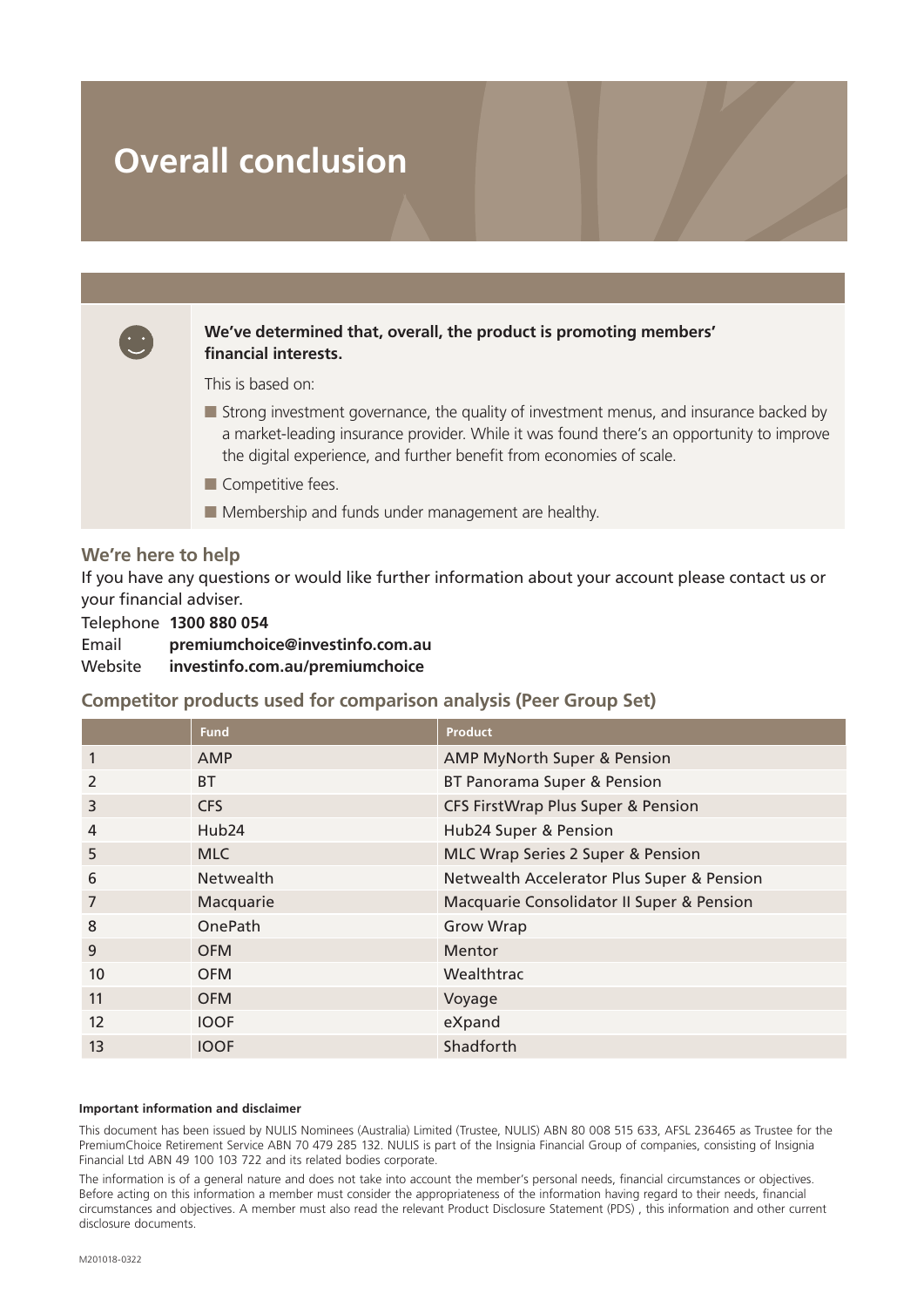# Overall conclusion

**We've determined that, overall, the product is promoting members' financial interests.**

This is based on:

- Strong investment governance, the quality of investment menus, and insurance backed by a market-leading insurance provider. While it was found there's an opportunity to improve the digital experience, and further benefit from economies of scale.
- Competitive fees.
- Membership and funds under management are healthy.

## We're here to help

If you have any questions or would like further information about your account please contact us or your financial adviser.

Telephone **1300 880 054**
Email **premiumchoice@investinfo.com.au**
Website **investinfo.com.au/premiumchoice**

## Competitor products used for comparison analysis (Peer Group Set)

| | Fund | Product |
|---|---|---|
| 1 | AMP | AMP MyNorth Super & Pension |
| 2 | BT | BT Panorama Super & Pension |
| 3 | CFS | CFS FirstWrap Plus Super & Pension |
| 4 | Hub24 | Hub24 Super & Pension |
| 5 | MLC | MLC Wrap Series 2 Super & Pension |
| 6 | Netwealth | Netwealth Accelerator Plus Super & Pension |
| 7 | Macquarie | Macquarie Consolidator II Super & Pension |
| 8 | OnePath | Grow Wrap |
| 9 | OFM | Mentor |
| 10 | OFM | Wealthtrac |
| 11 | OFM | Voyage |
| 12 | IOOF | eXpand |
| 13 | IOOF | Shadforth |

**Important information and disclaimer**

This document has been issued by NULIS Nominees (Australia) Limited (Trustee, NULIS) ABN 80 008 515 633, AFSL 236465 as Trustee for the PremiumChoice Retirement Service ABN 70 479 285 132. NULIS is part of the Insignia Financial Group of companies, consisting of Insignia Financial Ltd ABN 49 100 103 722 and its related bodies corporate.

The information is of a general nature and does not take into account the member's personal needs, financial circumstances or objectives. Before acting on this information a member must consider the appropriateness of the information having regard to their needs, financial circumstances and objectives. A member must also read the relevant Product Disclosure Statement (PDS) , this information and other current disclosure documents.

M201018-0322